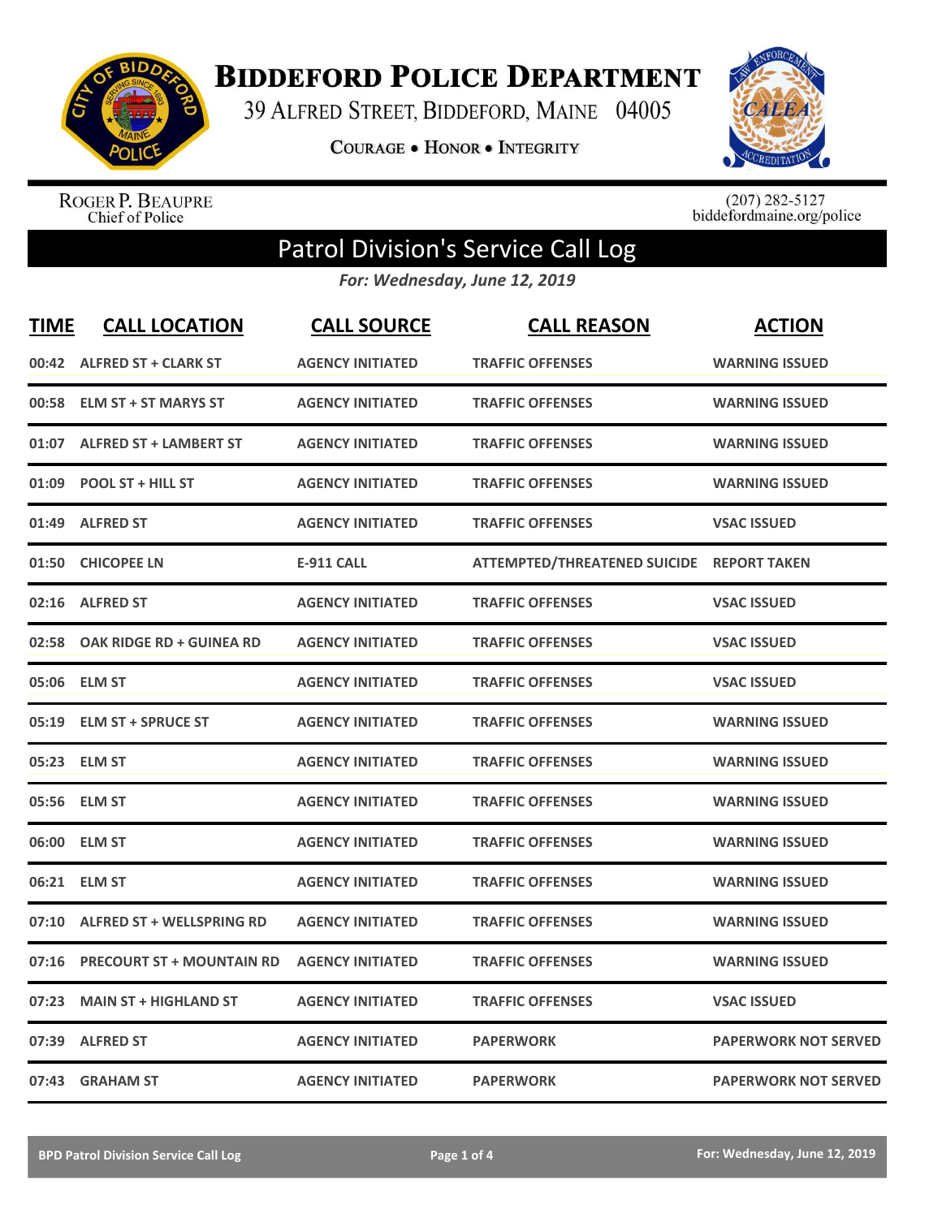# Biddeford Police Department

39 Alfred Street, Biddeford, Maine 04005

**Courage • Honor • Integrity**

Roger P. Beaupre
Chief of Police

(207) 282-5127
biddefordmaine.org/police

## Patrol Division's Service Call Log

*For: Wednesday, June 12, 2019*

| TIME | CALL LOCATION | CALL SOURCE | CALL REASON | ACTION |
|---|---|---|---|---|
| 00:42 | ALFRED ST + CLARK ST | AGENCY INITIATED | TRAFFIC OFFENSES | WARNING ISSUED |
| 00:58 | ELM ST + ST MARYS ST | AGENCY INITIATED | TRAFFIC OFFENSES | WARNING ISSUED |
| 01:07 | ALFRED ST + LAMBERT ST | AGENCY INITIATED | TRAFFIC OFFENSES | WARNING ISSUED |
| 01:09 | POOL ST + HILL ST | AGENCY INITIATED | TRAFFIC OFFENSES | WARNING ISSUED |
| 01:49 | ALFRED ST | AGENCY INITIATED | TRAFFIC OFFENSES | VSAC ISSUED |
| 01:50 | CHICOPEE LN | E-911 CALL | ATTEMPTED/THREATENED SUICIDE | REPORT TAKEN |
| 02:16 | ALFRED ST | AGENCY INITIATED | TRAFFIC OFFENSES | VSAC ISSUED |
| 02:58 | OAK RIDGE RD + GUINEA RD | AGENCY INITIATED | TRAFFIC OFFENSES | VSAC ISSUED |
| 05:06 | ELM ST | AGENCY INITIATED | TRAFFIC OFFENSES | VSAC ISSUED |
| 05:19 | ELM ST + SPRUCE ST | AGENCY INITIATED | TRAFFIC OFFENSES | WARNING ISSUED |
| 05:23 | ELM ST | AGENCY INITIATED | TRAFFIC OFFENSES | WARNING ISSUED |
| 05:56 | ELM ST | AGENCY INITIATED | TRAFFIC OFFENSES | WARNING ISSUED |
| 06:00 | ELM ST | AGENCY INITIATED | TRAFFIC OFFENSES | WARNING ISSUED |
| 06:21 | ELM ST | AGENCY INITIATED | TRAFFIC OFFENSES | WARNING ISSUED |
| 07:10 | ALFRED ST + WELLSPRING RD | AGENCY INITIATED | TRAFFIC OFFENSES | WARNING ISSUED |
| 07:16 | PRECOURT ST + MOUNTAIN RD | AGENCY INITIATED | TRAFFIC OFFENSES | WARNING ISSUED |
| 07:23 | MAIN ST + HIGHLAND ST | AGENCY INITIATED | TRAFFIC OFFENSES | VSAC ISSUED |
| 07:39 | ALFRED ST | AGENCY INITIATED | PAPERWORK | PAPERWORK NOT SERVED |
| 07:43 | GRAHAM ST | AGENCY INITIATED | PAPERWORK | PAPERWORK NOT SERVED |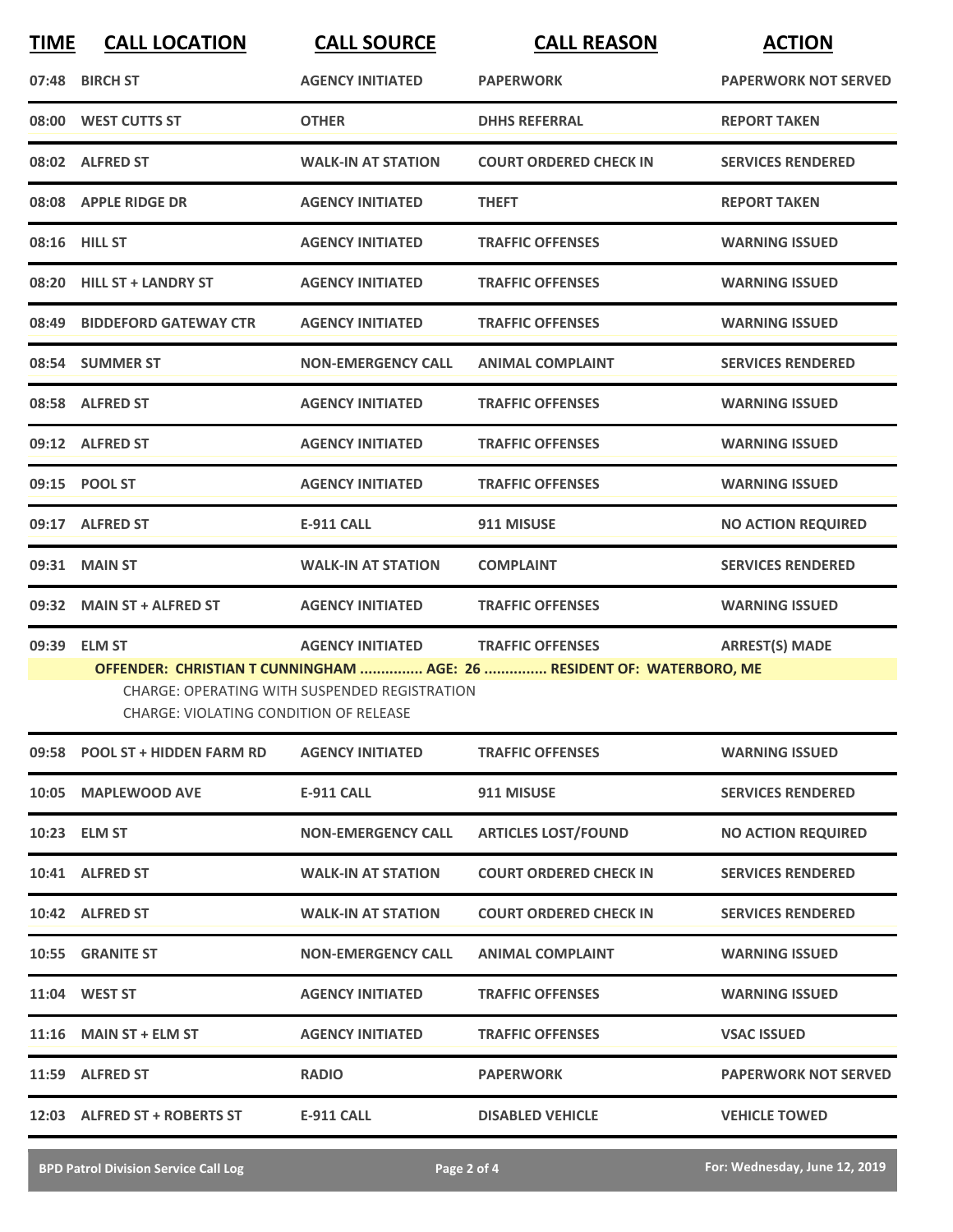| TIME | CALL LOCATION | CALL SOURCE | CALL REASON | ACTION |
|---|---|---|---|---|
| 07:48 | BIRCH ST | AGENCY INITIATED | PAPERWORK | PAPERWORK NOT SERVED |
| 08:00 | WEST CUTTS ST | OTHER | DHHS REFERRAL | REPORT TAKEN |
| 08:02 | ALFRED ST | WALK-IN AT STATION | COURT ORDERED CHECK IN | SERVICES RENDERED |
| 08:08 | APPLE RIDGE DR | AGENCY INITIATED | THEFT | REPORT TAKEN |
| 08:16 | HILL ST | AGENCY INITIATED | TRAFFIC OFFENSES | WARNING ISSUED |
| 08:20 | HILL ST + LANDRY ST | AGENCY INITIATED | TRAFFIC OFFENSES | WARNING ISSUED |
| 08:49 | BIDDEFORD GATEWAY CTR | AGENCY INITIATED | TRAFFIC OFFENSES | WARNING ISSUED |
| 08:54 | SUMMER ST | NON-EMERGENCY CALL | ANIMAL COMPLAINT | SERVICES RENDERED |
| 08:58 | ALFRED ST | AGENCY INITIATED | TRAFFIC OFFENSES | WARNING ISSUED |
| 09:12 | ALFRED ST | AGENCY INITIATED | TRAFFIC OFFENSES | WARNING ISSUED |
| 09:15 | POOL ST | AGENCY INITIATED | TRAFFIC OFFENSES | WARNING ISSUED |
| 09:17 | ALFRED ST | E-911 CALL | 911 MISUSE | NO ACTION REQUIRED |
| 09:31 | MAIN ST | WALK-IN AT STATION | COMPLAINT | SERVICES RENDERED |
| 09:32 | MAIN ST + ALFRED ST | AGENCY INITIATED | TRAFFIC OFFENSES | WARNING ISSUED |
| 09:39 | ELM ST | AGENCY INITIATED | TRAFFIC OFFENSES | ARREST(S) MADE |

**OFFENDER: CHRISTIAN T CUNNINGHAM ............... AGE: 26 ............... RESIDENT OF: WATERBORO, ME**

CHARGE: OPERATING WITH SUSPENDED REGISTRATION
CHARGE: VIOLATING CONDITION OF RELEASE

| TIME | CALL LOCATION | CALL SOURCE | CALL REASON | ACTION |
|---|---|---|---|---|
| 09:58 | POOL ST + HIDDEN FARM RD | AGENCY INITIATED | TRAFFIC OFFENSES | WARNING ISSUED |
| 10:05 | MAPLEWOOD AVE | E-911 CALL | 911 MISUSE | SERVICES RENDERED |
| 10:23 | ELM ST | NON-EMERGENCY CALL | ARTICLES LOST/FOUND | NO ACTION REQUIRED |
| 10:41 | ALFRED ST | WALK-IN AT STATION | COURT ORDERED CHECK IN | SERVICES RENDERED |
| 10:42 | ALFRED ST | WALK-IN AT STATION | COURT ORDERED CHECK IN | SERVICES RENDERED |
| 10:55 | GRANITE ST | NON-EMERGENCY CALL | ANIMAL COMPLAINT | WARNING ISSUED |
| 11:04 | WEST ST | AGENCY INITIATED | TRAFFIC OFFENSES | WARNING ISSUED |
| 11:16 | MAIN ST + ELM ST | AGENCY INITIATED | TRAFFIC OFFENSES | VSAC ISSUED |
| 11:59 | ALFRED ST | RADIO | PAPERWORK | PAPERWORK NOT SERVED |
| 12:03 | ALFRED ST + ROBERTS ST | E-911 CALL | DISABLED VEHICLE | VEHICLE TOWED |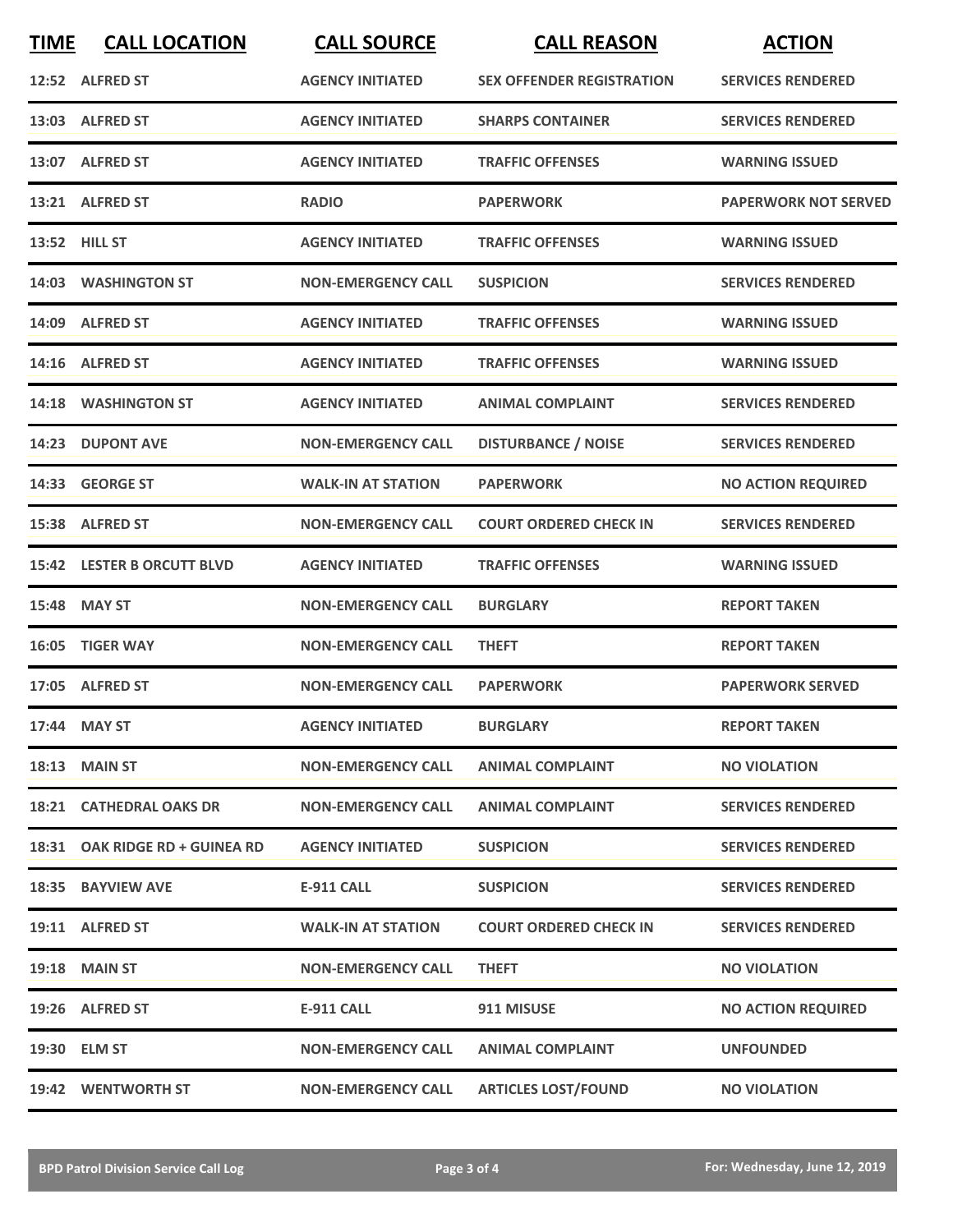| TIME | CALL LOCATION | CALL SOURCE | CALL REASON | ACTION |
|---|---|---|---|---|
| 12:52 | ALFRED ST | AGENCY INITIATED | SEX OFFENDER REGISTRATION | SERVICES RENDERED |
| 13:03 | ALFRED ST | AGENCY INITIATED | SHARPS CONTAINER | SERVICES RENDERED |
| 13:07 | ALFRED ST | AGENCY INITIATED | TRAFFIC OFFENSES | WARNING ISSUED |
| 13:21 | ALFRED ST | RADIO | PAPERWORK | PAPERWORK NOT SERVED |
| 13:52 | HILL ST | AGENCY INITIATED | TRAFFIC OFFENSES | WARNING ISSUED |
| 14:03 | WASHINGTON ST | NON-EMERGENCY CALL | SUSPICION | SERVICES RENDERED |
| 14:09 | ALFRED ST | AGENCY INITIATED | TRAFFIC OFFENSES | WARNING ISSUED |
| 14:16 | ALFRED ST | AGENCY INITIATED | TRAFFIC OFFENSES | WARNING ISSUED |
| 14:18 | WASHINGTON ST | AGENCY INITIATED | ANIMAL COMPLAINT | SERVICES RENDERED |
| 14:23 | DUPONT AVE | NON-EMERGENCY CALL | DISTURBANCE / NOISE | SERVICES RENDERED |
| 14:33 | GEORGE ST | WALK-IN AT STATION | PAPERWORK | NO ACTION REQUIRED |
| 15:38 | ALFRED ST | NON-EMERGENCY CALL | COURT ORDERED CHECK IN | SERVICES RENDERED |
| 15:42 | LESTER B ORCUTT BLVD | AGENCY INITIATED | TRAFFIC OFFENSES | WARNING ISSUED |
| 15:48 | MAY ST | NON-EMERGENCY CALL | BURGLARY | REPORT TAKEN |
| 16:05 | TIGER WAY | NON-EMERGENCY CALL | THEFT | REPORT TAKEN |
| 17:05 | ALFRED ST | NON-EMERGENCY CALL | PAPERWORK | PAPERWORK SERVED |
| 17:44 | MAY ST | AGENCY INITIATED | BURGLARY | REPORT TAKEN |
| 18:13 | MAIN ST | NON-EMERGENCY CALL | ANIMAL COMPLAINT | NO VIOLATION |
| 18:21 | CATHEDRAL OAKS DR | NON-EMERGENCY CALL | ANIMAL COMPLAINT | SERVICES RENDERED |
| 18:31 | OAK RIDGE RD + GUINEA RD | AGENCY INITIATED | SUSPICION | SERVICES RENDERED |
| 18:35 | BAYVIEW AVE | E-911 CALL | SUSPICION | SERVICES RENDERED |
| 19:11 | ALFRED ST | WALK-IN AT STATION | COURT ORDERED CHECK IN | SERVICES RENDERED |
| 19:18 | MAIN ST | NON-EMERGENCY CALL | THEFT | NO VIOLATION |
| 19:26 | ALFRED ST | E-911 CALL | 911 MISUSE | NO ACTION REQUIRED |
| 19:30 | ELM ST | NON-EMERGENCY CALL | ANIMAL COMPLAINT | UNFOUNDED |
| 19:42 | WENTWORTH ST | NON-EMERGENCY CALL | ARTICLES LOST/FOUND | NO VIOLATION |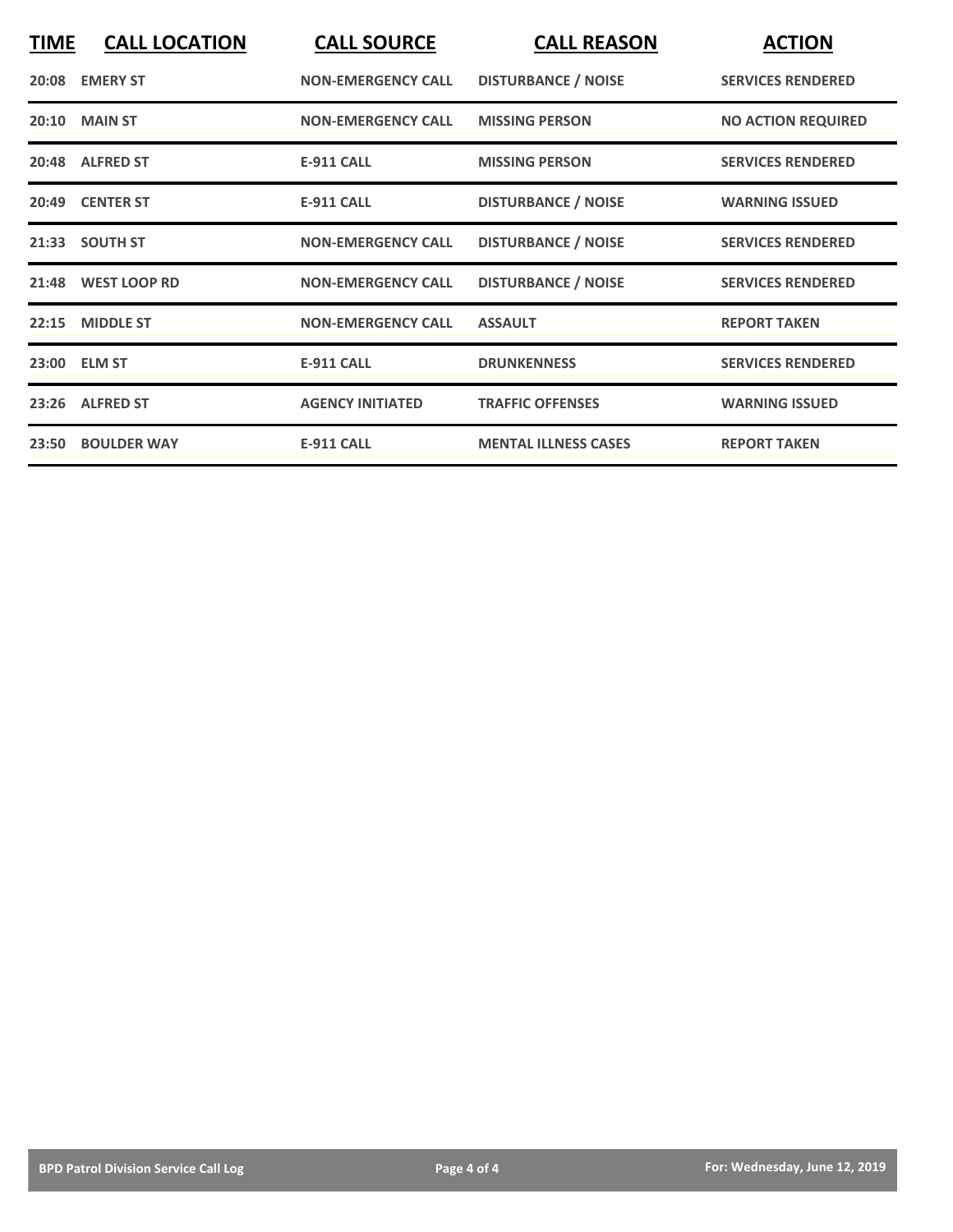| TIME | CALL LOCATION | CALL SOURCE | CALL REASON | ACTION |
|---|---|---|---|---|
| 20:08 | EMERY ST | NON-EMERGENCY CALL | DISTURBANCE / NOISE | SERVICES RENDERED |
| 20:10 | MAIN ST | NON-EMERGENCY CALL | MISSING PERSON | NO ACTION REQUIRED |
| 20:48 | ALFRED ST | E-911 CALL | MISSING PERSON | SERVICES RENDERED |
| 20:49 | CENTER ST | E-911 CALL | DISTURBANCE / NOISE | WARNING ISSUED |
| 21:33 | SOUTH ST | NON-EMERGENCY CALL | DISTURBANCE / NOISE | SERVICES RENDERED |
| 21:48 | WEST LOOP RD | NON-EMERGENCY CALL | DISTURBANCE / NOISE | SERVICES RENDERED |
| 22:15 | MIDDLE ST | NON-EMERGENCY CALL | ASSAULT | REPORT TAKEN |
| 23:00 | ELM ST | E-911 CALL | DRUNKENNESS | SERVICES RENDERED |
| 23:26 | ALFRED ST | AGENCY INITIATED | TRAFFIC OFFENSES | WARNING ISSUED |
| 23:50 | BOULDER WAY | E-911 CALL | MENTAL ILLNESS CASES | REPORT TAKEN |